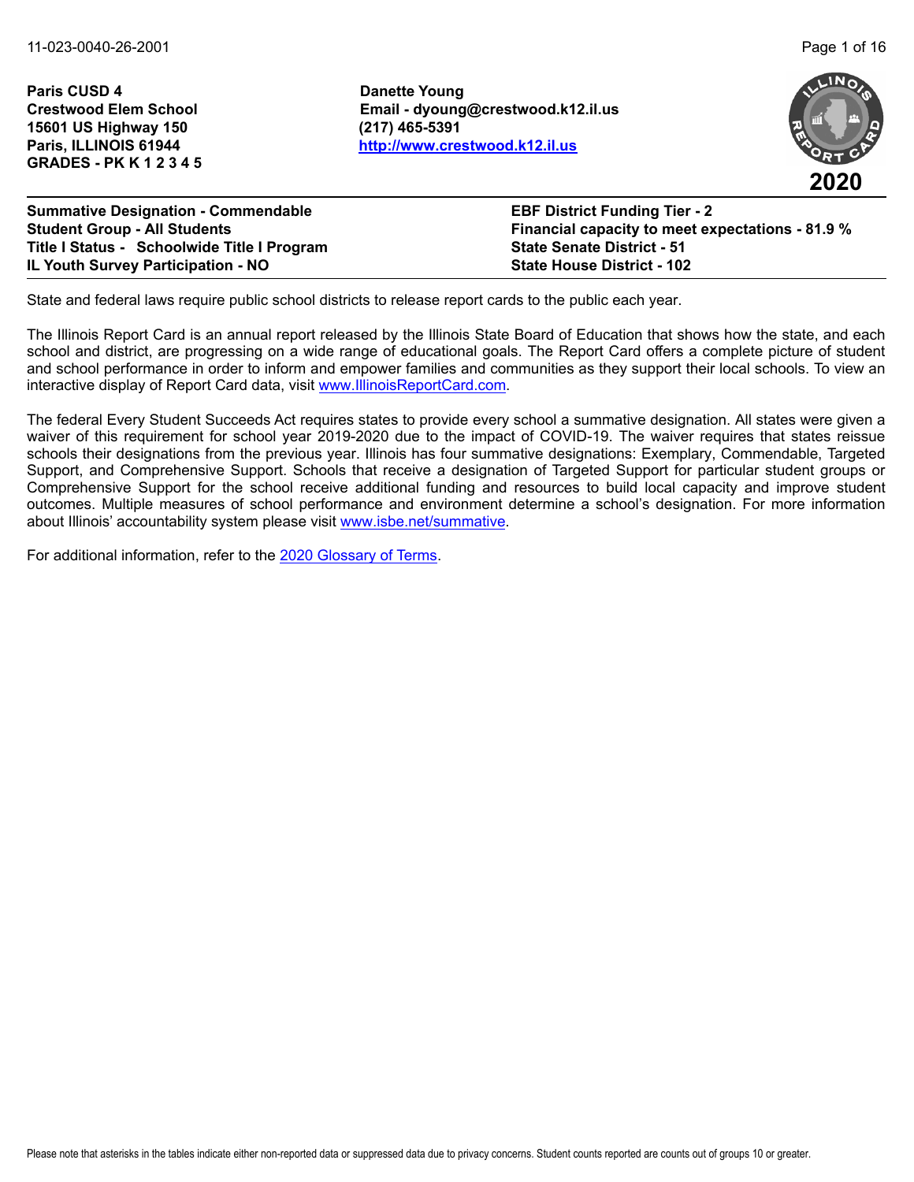**Paris CUSD 4**
**Crestwood Elem School**
**15601 US Highway 150**
**Paris, ILLINOIS 61944**
**GRADES - PK K 1 2 3 4 5**

**Danette Young**
**Email - dyoung@crestwood.k12.il.us**
**(217) 465-5391**
**[http://www.crestwood.k12.il.us](http://www.crestwood.k12.il.us)**

**2020**

**Summative Designation - Commendable**
**Student Group - All Students**
**Title I Status - Schoolwide Title I Program**
**IL Youth Survey Participation - NO**

**EBF District Funding Tier - 2**
**Financial capacity to meet expectations - 81.9 %**
**State Senate District - 51**
**State House District - 102**

State and federal laws require public school districts to release report cards to the public each year.

The Illinois Report Card is an annual report released by the Illinois State Board of Education that shows how the state, and each school and district, are progressing on a wide range of educational goals. The Report Card offers a complete picture of student and school performance in order to inform and empower families and communities as they support their local schools. To view an interactive display of Report Card data, visit [www.IllinoisReportCard.com](http://www.IllinoisReportCard.com).

The federal Every Student Succeeds Act requires states to provide every school a summative designation. All states were given a waiver of this requirement for school year 2019-2020 due to the impact of COVID-19. The waiver requires that states reissue schools their designations from the previous year. Illinois has four summative designations: Exemplary, Commendable, Targeted Support, and Comprehensive Support. Schools that receive a designation of Targeted Support for particular student groups or Comprehensive Support for the school receive additional funding and resources to build local capacity and improve student outcomes. Multiple measures of school performance and environment determine a school's designation. For more information about Illinois' accountability system please visit [www.isbe.net/summative](http://www.isbe.net/summative).

For additional information, refer to the 2020 Glossary of Terms.

Please note that asterisks in the tables indicate either non-reported data or suppressed data due to privacy concerns. Student counts reported are counts out of groups 10 or greater.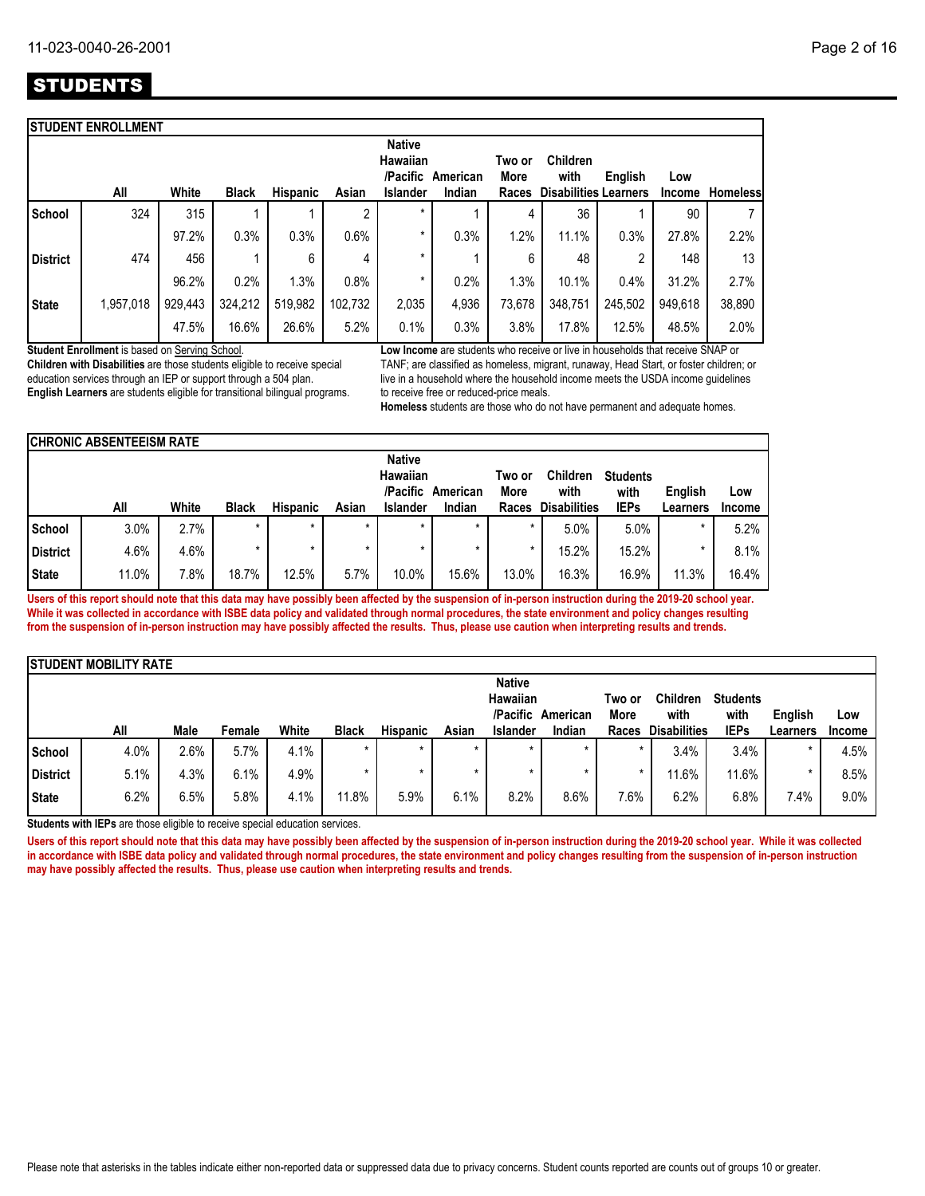# STUDENTS

## STUDENT ENROLLMENT

| | All | White | Black | Hispanic | Asian | Native Hawaiian /Pacific Islander | American Indian | Two or More Races | Children with Disabilities | English Learners | Low Income | Homeless |
|---|---|---|---|---|---|---|---|---|---|---|---|---|
| School | 324 | 315 | 1 | 1 | 2 | * | 1 | 4 | 36 | 1 | 90 | 7 |
| | | 97.2% | 0.3% | 0.3% | 0.6% | * | 0.3% | 1.2% | 11.1% | 0.3% | 27.8% | 2.2% |
| District | 474 | 456 | 1 | 6 | 4 | * | 1 | 6 | 48 | 2 | 148 | 13 |
| | | 96.2% | 0.2% | 1.3% | 0.8% | * | 0.2% | 1.3% | 10.1% | 0.4% | 31.2% | 2.7% |
| State | 1,957,018 | 929,443 | 324,212 | 519,982 | 102,732 | 2,035 | 4,936 | 73,678 | 348,751 | 245,502 | 949,618 | 38,890 |
| | | 47.5% | 16.6% | 26.6% | 5.2% | 0.1% | 0.3% | 3.8% | 17.8% | 12.5% | 48.5% | 2.0% |

**Student Enrollment** is based on Serving School.
**Children with Disabilities** are those students eligible to receive special education services through an IEP or support through a 504 plan.
**English Learners** are students eligible for transitional bilingual programs.

**Low Income** are students who receive or live in households that receive SNAP or TANF; are classified as homeless, migrant, runaway, Head Start, or foster children; or live in a household where the household income meets the USDA income guidelines to receive free or reduced-price meals.
**Homeless** students are those who do not have permanent and adequate homes.

## CHRONIC ABSENTEEISM RATE

| | All | White | Black | Hispanic | Asian | Native Hawaiian /Pacific Islander | American Indian | Two or More Races | Children with Disabilities | Students with IEPs | English Learners | Low Income |
|---|---|---|---|---|---|---|---|---|---|---|---|---|
| School | 3.0% | 2.7% | * | * | * | * | * | * | 5.0% | 5.0% | * | 5.2% |
| District | 4.6% | 4.6% | * | * | * | * | * | * | 15.2% | 15.2% | * | 8.1% |
| State | 11.0% | 7.8% | 18.7% | 12.5% | 5.7% | 10.0% | 15.6% | 13.0% | 16.3% | 16.9% | 11.3% | 16.4% |

**Users of this report should note that this data may have possibly been affected by the suspension of in-person instruction during the 2019-20 school year. While it was collected in accordance with ISBE data policy and validated through normal procedures, the state environment and policy changes resulting from the suspension of in-person instruction may have possibly affected the results. Thus, please use caution when interpreting results and trends.**

## STUDENT MOBILITY RATE

| | All | Male | Female | White | Black | Hispanic | Asian | Native Hawaiian /Pacific Islander | American Indian | Two or More Races | Children with Disabilities | Students with IEPs | English Learners | Low Income |
|---|---|---|---|---|---|---|---|---|---|---|---|---|---|---|
| School | 4.0% | 2.6% | 5.7% | 4.1% | * | * | * | * | * | * | 3.4% | 3.4% | * | 4.5% |
| District | 5.1% | 4.3% | 6.1% | 4.9% | * | * | * | * | * | * | 11.6% | 11.6% | * | 8.5% |
| State | 6.2% | 6.5% | 5.8% | 4.1% | 11.8% | 5.9% | 6.1% | 8.2% | 8.6% | 7.6% | 6.2% | 6.8% | 7.4% | 9.0% |

**Students with IEPs** are those eligible to receive special education services.

**Users of this report should note that this data may have possibly been affected by the suspension of in-person instruction during the 2019-20 school year. While it was collected in accordance with ISBE data policy and validated through normal procedures, the state environment and policy changes resulting from the suspension of in-person instruction may have possibly affected the results. Thus, please use caution when interpreting results and trends.**

Please note that asterisks in the tables indicate either non-reported data or suppressed data due to privacy concerns. Student counts reported are counts out of groups 10 or greater.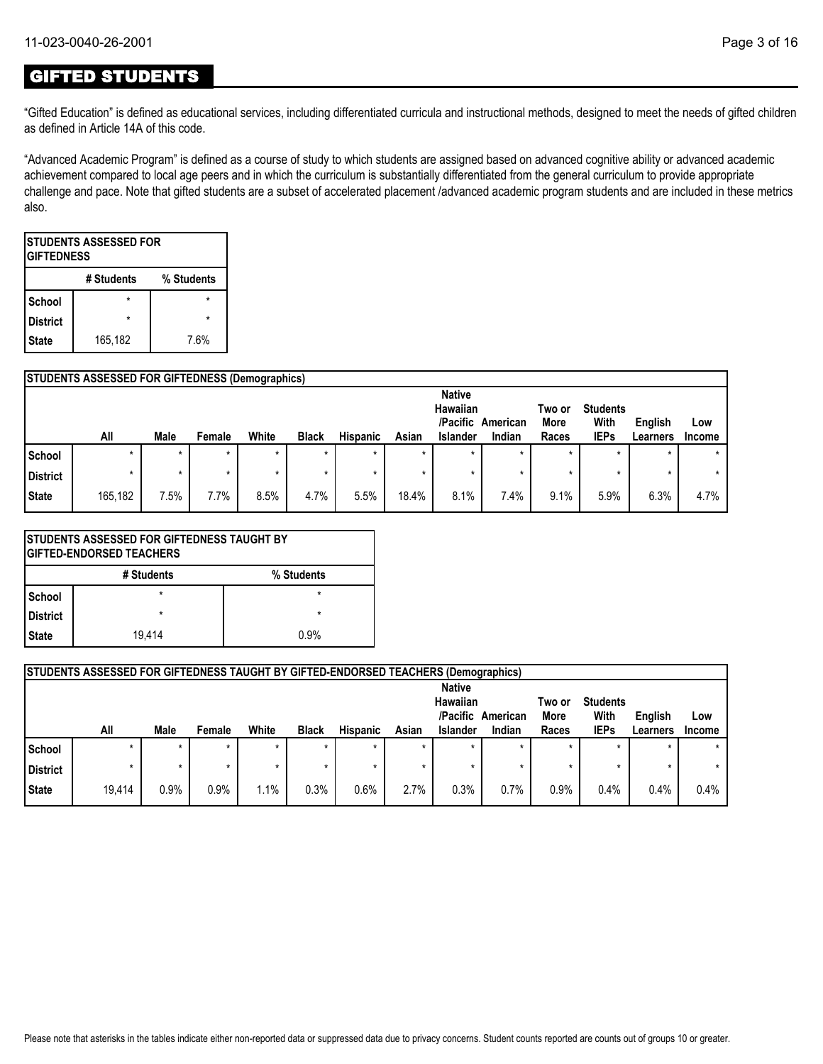# GIFTED STUDENTS

"Gifted Education" is defined as educational services, including differentiated curricula and instructional methods, designed to meet the needs of gifted children as defined in Article 14A of this code.

"Advanced Academic Program" is defined as a course of study to which students are assigned based on advanced cognitive ability or advanced academic achievement compared to local age peers and in which the curriculum is substantially differentiated from the general curriculum to provide appropriate challenge and pace. Note that gifted students are a subset of accelerated placement /advanced academic program students and are included in these metrics also.

| STUDENTS ASSESSED FOR GIFTEDNESS | | |
|---|---|---|
| | # Students | % Students |
| School | * | * |
| District | * | * |
| State | 165,182 | 7.6% |

| STUDENTS ASSESSED FOR GIFTEDNESS (Demographics) | | | | | | | | | | | | | |
|---|---|---|---|---|---|---|---|---|---|---|---|---|---|
| | All | Male | Female | White | Black | Hispanic | Asian | Native Hawaiian /Pacific Islander | American Indian | Two or More Races | Students With IEPs | English Learners | Low Income |
| School | * | * | * | * | * | * | * | * | * | * | * | * | * |
| District | * | * | * | * | * | * | * | * | * | * | * | * | * |
| State | 165,182 | 7.5% | 7.7% | 8.5% | 4.7% | 5.5% | 18.4% | 8.1% | 7.4% | 9.1% | 5.9% | 6.3% | 4.7% |

| STUDENTS ASSESSED FOR GIFTEDNESS TAUGHT BY GIFTED-ENDORSED TEACHERS | | |
|---|---|---|
| | # Students | % Students |
| School | * | * |
| District | * | * |
| State | 19,414 | 0.9% |

| STUDENTS ASSESSED FOR GIFTEDNESS TAUGHT BY GIFTED-ENDORSED TEACHERS (Demographics) | | | | | | | | | | | | | |
|---|---|---|---|---|---|---|---|---|---|---|---|---|---|
| | All | Male | Female | White | Black | Hispanic | Asian | Native Hawaiian /Pacific Islander | American Indian | Two or More Races | Students With IEPs | English Learners | Low Income |
| School | * | * | * | * | * | * | * | * | * | * | * | * | * |
| District | * | * | * | * | * | * | * | * | * | * | * | * | * |
| State | 19,414 | 0.9% | 0.9% | 1.1% | 0.3% | 0.6% | 2.7% | 0.3% | 0.7% | 0.9% | 0.4% | 0.4% | 0.4% |

Please note that asterisks in the tables indicate either non-reported data or suppressed data due to privacy concerns. Student counts reported are counts out of groups 10 or greater.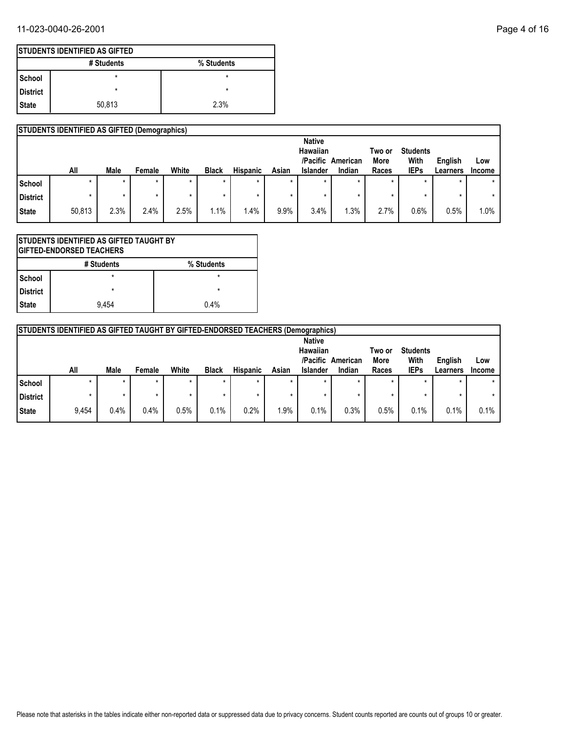| STUDENTS IDENTIFIED AS GIFTED | | |
|---|---|---|
| | # Students | % Students |
| School | * | * |
| District | * | * |
| State | 50,813 | 2.3% |

| STUDENTS IDENTIFIED AS GIFTED (Demographics) | | | | | | | | | | | | | |
|---|---|---|---|---|---|---|---|---|---|---|---|---|---|
| | All | Male | Female | White | Black | Hispanic | Asian | Native Hawaiian /Pacific Islander | American Indian | Two or More Races | Students With IEPs | English Learners | Low Income |
| School | * | * | * | * | * | * | * | * | * | * | * | * | * |
| District | * | * | * | * | * | * | * | * | * | * | * | * | * |
| State | 50,813 | 2.3% | 2.4% | 2.5% | 1.1% | 1.4% | 9.9% | 3.4% | 1.3% | 2.7% | 0.6% | 0.5% | 1.0% |

| STUDENTS IDENTIFIED AS GIFTED TAUGHT BY GIFTED-ENDORSED TEACHERS | | |
|---|---|---|
| | # Students | % Students |
| School | * | * |
| District | * | * |
| State | 9,454 | 0.4% |

| STUDENTS IDENTIFIED AS GIFTED TAUGHT BY GIFTED-ENDORSED TEACHERS (Demographics) | | | | | | | | | | | | | |
|---|---|---|---|---|---|---|---|---|---|---|---|---|---|
| | All | Male | Female | White | Black | Hispanic | Asian | Native Hawaiian /Pacific Islander | American Indian | Two or More Races | Students With IEPs | English Learners | Low Income |
| School | * | * | * | * | * | * | * | * | * | * | * | * | * |
| District | * | * | * | * | * | * | * | * | * | * | * | * | * |
| State | 9,454 | 0.4% | 0.4% | 0.5% | 0.1% | 0.2% | 1.9% | 0.1% | 0.3% | 0.5% | 0.1% | 0.1% | 0.1% |

Please note that asterisks in the tables indicate either non-reported data or suppressed data due to privacy concerns. Student counts reported are counts out of groups 10 or greater.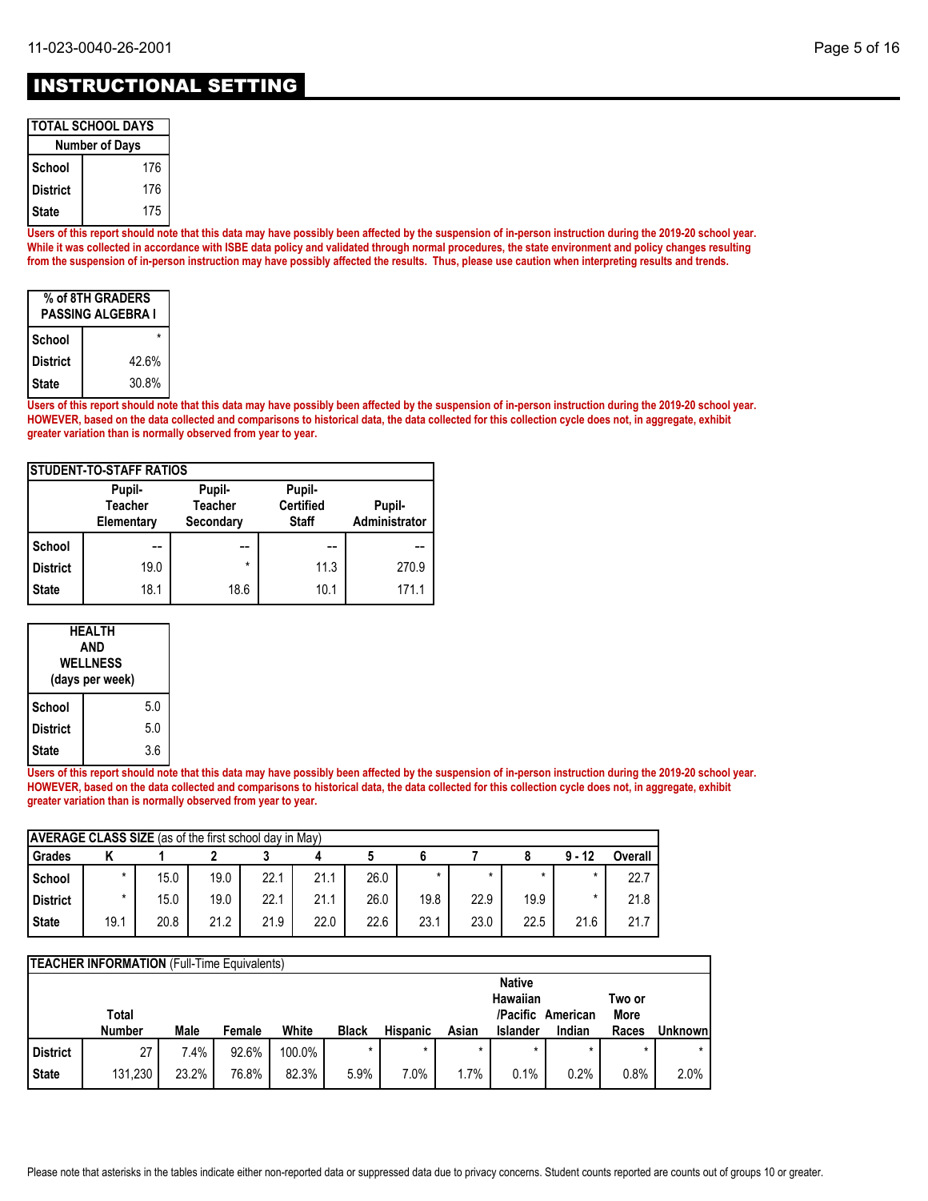# INSTRUCTIONAL SETTING

| TOTAL SCHOOL DAYS | |
|---|---|
| | Number of Days |
| School | 176 |
| District | 176 |
| State | 175 |

**Users of this report should note that this data may have possibly been affected by the suspension of in-person instruction during the 2019-20 school year. While it was collected in accordance with ISBE data policy and validated through normal procedures, the state environment and policy changes resulting from the suspension of in-person instruction may have possibly affected the results. Thus, please use caution when interpreting results and trends.**

| % of 8TH GRADERS PASSING ALGEBRA I | |
|---|---|
| School | * |
| District | 42.6% |
| State | 30.8% |

**Users of this report should note that this data may have possibly been affected by the suspension of in-person instruction during the 2019-20 school year. HOWEVER, based on the data collected and comparisons to historical data, the data collected for this collection cycle does not, in aggregate, exhibit greater variation than is normally observed from year to year.**

| STUDENT-TO-STAFF RATIOS | Pupil-Teacher Elementary | Pupil-Teacher Secondary | Pupil-Certified Staff | Pupil-Administrator |
|---|---|---|---|---|
| School | -- | -- | -- | -- |
| District | 19.0 | * | 11.3 | 270.9 |
| State | 18.1 | 18.6 | 10.1 | 171.1 |

| HEALTH AND WELLNESS (days per week) | |
|---|---|
| School | 5.0 |
| District | 5.0 |
| State | 3.6 |

**Users of this report should note that this data may have possibly been affected by the suspension of in-person instruction during the 2019-20 school year. HOWEVER, based on the data collected and comparisons to historical data, the data collected for this collection cycle does not, in aggregate, exhibit greater variation than is normally observed from year to year.**

**AVERAGE CLASS SIZE** (as of the first school day in May)

| Grades | K | 1 | 2 | 3 | 4 | 5 | 6 | 7 | 8 | 9 - 12 | Overall |
|---|---|---|---|---|---|---|---|---|---|---|---|
| School | * | 15.0 | 19.0 | 22.1 | 21.1 | 26.0 | * | * | * | * | 22.7 |
| District | * | 15.0 | 19.0 | 22.1 | 21.1 | 26.0 | 19.8 | 22.9 | 19.9 | * | 21.8 |
| State | 19.1 | 20.8 | 21.2 | 21.9 | 22.0 | 22.6 | 23.1 | 23.0 | 22.5 | 21.6 | 21.7 |

**TEACHER INFORMATION** (Full-Time Equivalents)

| | Total Number | Male | Female | White | Black | Hispanic | Asian | Native Hawaiian /Pacific Islander | American Indian | Two or More Races | Unknown |
|---|---|---|---|---|---|---|---|---|---|---|---|
| District | 27 | 7.4% | 92.6% | 100.0% | * | * | * | * | * | * | * |
| State | 131,230 | 23.2% | 76.8% | 82.3% | 5.9% | 7.0% | 1.7% | 0.1% | 0.2% | 0.8% | 2.0% |

Please note that asterisks in the tables indicate either non-reported data or suppressed data due to privacy concerns. Student counts reported are counts out of groups 10 or greater.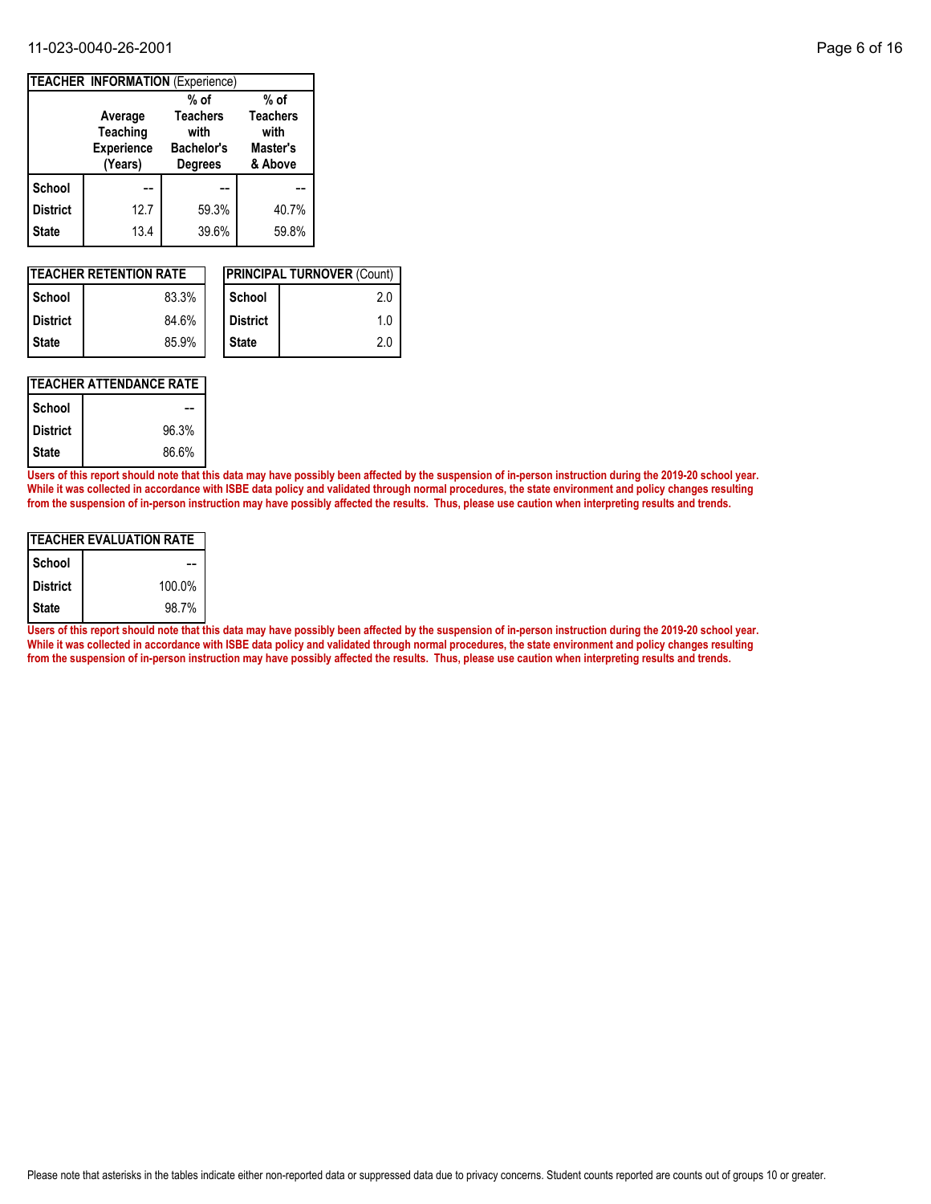**TEACHER INFORMATION** (Experience)

| | Average Teaching Experience (Years) | % of Teachers with Bachelor's Degrees | % of Teachers with Master's & Above |
|---|---|---|---|
| **School** | -- | -- | -- |
| **District** | 12.7 | 59.3% | 40.7% |
| **State** | 13.4 | 39.6% | 59.8% |

**TEACHER RETENTION RATE**

| | |
|---|---|
| **School** | 83.3% |
| **District** | 84.6% |
| **State** | 85.9% |

**PRINCIPAL TURNOVER** (Count)

| | |
|---|---|
| **School** | 2.0 |
| **District** | 1.0 |
| **State** | 2.0 |

**TEACHER ATTENDANCE RATE**

| | |
|---|---|
| **School** | -- |
| **District** | 96.3% |
| **State** | 86.6% |

**Users of this report should note that this data may have possibly been affected by the suspension of in-person instruction during the 2019-20 school year. While it was collected in accordance with ISBE data policy and validated through normal procedures, the state environment and policy changes resulting from the suspension of in-person instruction may have possibly affected the results. Thus, please use caution when interpreting results and trends.**

**TEACHER EVALUATION RATE**

| | |
|---|---|
| **School** | -- |
| **District** | 100.0% |
| **State** | 98.7% |

**Users of this report should note that this data may have possibly been affected by the suspension of in-person instruction during the 2019-20 school year. While it was collected in accordance with ISBE data policy and validated through normal procedures, the state environment and policy changes resulting from the suspension of in-person instruction may have possibly affected the results. Thus, please use caution when interpreting results and trends.**

Please note that asterisks in the tables indicate either non-reported data or suppressed data due to privacy concerns. Student counts reported are counts out of groups 10 or greater.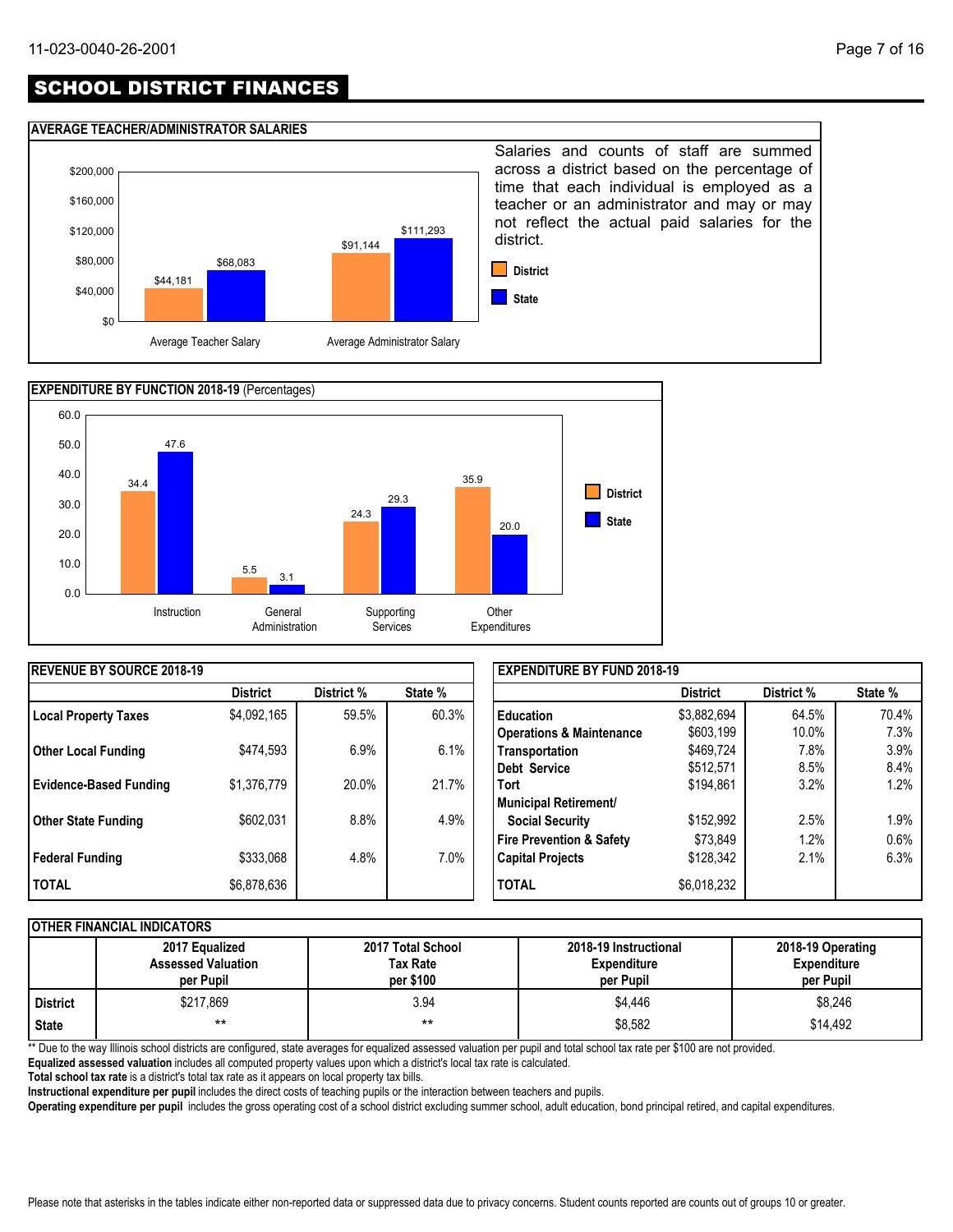# SCHOOL DISTRICT FINANCES

## AVERAGE TEACHER/ADMINISTRATOR SALARIES

| | District | State |
|---|---|---|
| Average Teacher Salary | $44,181 | $68,083 |
| Average Administrator Salary | $91,144 | $111,293 |

Salaries and counts of staff are summed across a district based on the percentage of time that each individual is employed as a teacher or an administrator and may or may not reflect the actual paid salaries for the district.

## EXPENDITURE BY FUNCTION 2018-19 (Percentages)

| | District | State |
|---|---|---|
| Instruction | 34.4 | 47.6 |
| General Administration | 5.5 | 3.1 |
| Supporting Services | 24.3 | 29.3 |
| Other Expenditures | 35.9 | 20.0 |

## REVENUE BY SOURCE 2018-19

| | District | District % | State % |
|---|---|---|---|
| **Local Property Taxes** | $4,092,165 | 59.5% | 60.3% |
| **Other Local Funding** | $474,593 | 6.9% | 6.1% |
| **Evidence-Based Funding** | $1,376,779 | 20.0% | 21.7% |
| **Other State Funding** | $602,031 | 8.8% | 4.9% |
| **Federal Funding** | $333,068 | 4.8% | 7.0% |
| **TOTAL** | $6,878,636 | | |

## EXPENDITURE BY FUND 2018-19

| | District | District % | State % |
|---|---|---|---|
| **Education** | $3,882,694 | 64.5% | 70.4% |
| **Operations & Maintenance** | $603,199 | 10.0% | 7.3% |
| **Transportation** | $469,724 | 7.8% | 3.9% |
| **Debt Service** | $512,571 | 8.5% | 8.4% |
| **Tort** | $194,861 | 3.2% | 1.2% |
| **Municipal Retirement/ Social Security** | $152,992 | 2.5% | 1.9% |
| **Fire Prevention & Safety** | $73,849 | 1.2% | 0.6% |
| **Capital Projects** | $128,342 | 2.1% | 6.3% |
| **TOTAL** | $6,018,232 | | |

## OTHER FINANCIAL INDICATORS

| | 2017 Equalized Assessed Valuation per Pupil | 2017 Total School Tax Rate per $100 | 2018-19 Instructional Expenditure per Pupil | 2018-19 Operating Expenditure per Pupil |
|---|---|---|---|---|
| **District** | $217,869 | 3.94 | $4,446 | $8,246 |
| **State** | ** | ** | $8,582 | $14,492 |

** Due to the way Illinois school districts are configured, state averages for equalized assessed valuation per pupil and total school tax rate per $100 are not provided.

**Equalized assessed valuation** includes all computed property values upon which a district's local tax rate is calculated.

**Total school tax rate** is a district's total tax rate as it appears on local property tax bills.

**Instructional expenditure per pupil** includes the direct costs of teaching pupils or the interaction between teachers and pupils.

**Operating expenditure per pupil** includes the gross operating cost of a school district excluding summer school, adult education, bond principal retired, and capital expenditures.

Please note that asterisks in the tables indicate either non-reported data or suppressed data due to privacy concerns. Student counts reported are counts out of groups 10 or greater.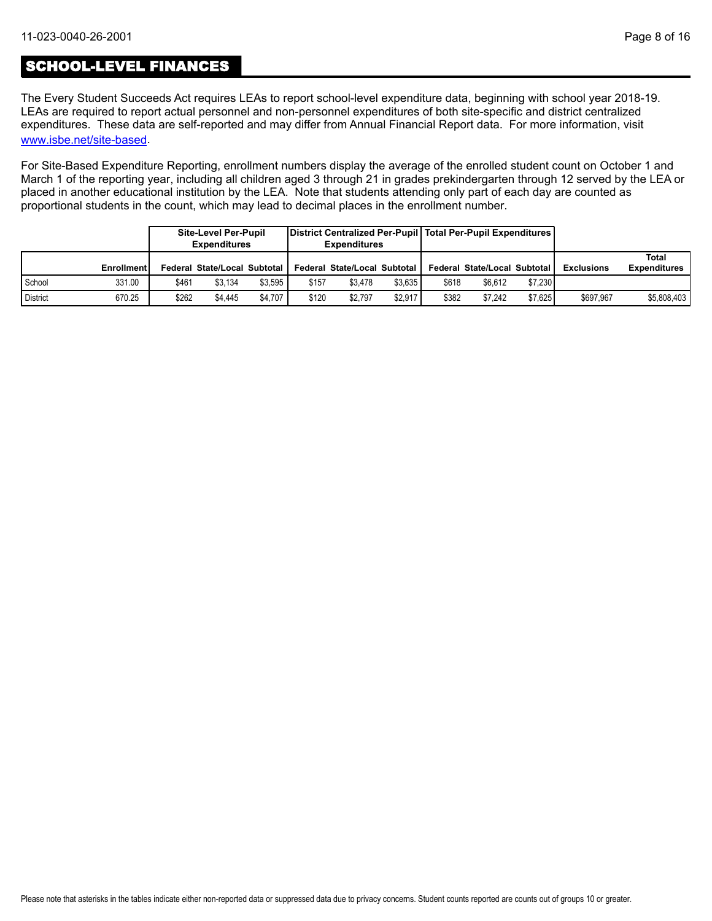## SCHOOL-LEVEL FINANCES

The Every Student Succeeds Act requires LEAs to report school-level expenditure data, beginning with school year 2018-19. LEAs are required to report actual personnel and non-personnel expenditures of both site-specific and district centralized expenditures. These data are self-reported and may differ from Annual Financial Report data. For more information, visit [www.isbe.net/site-based](www.isbe.net/site-based).

For Site-Based Expenditure Reporting, enrollment numbers display the average of the enrolled student count on October 1 and March 1 of the reporting year, including all children aged 3 through 21 in grades prekindergarten through 12 served by the LEA or placed in another educational institution by the LEA. Note that students attending only part of each day are counted as proportional students in the count, which may lead to decimal places in the enrollment number.

| | | Site-Level Per-Pupil Expenditures | | | District Centralized Per-Pupil Expenditures | | | Total Per-Pupil Expenditures | | | | |
|---|---|---|---|---|---|---|---|---|---|---|---|---|
| | Enrollment | Federal | State/Local | Subtotal | Federal | State/Local | Subtotal | Federal | State/Local | Subtotal | Exclusions | Total Expenditures |
| School | 331.00 | $461 | $3,134 | $3,595 | $157 | $3,478 | $3,635 | $618 | $6,612 | $7,230 | | |
| District | 670.25 | $262 | $4,445 | $4,707 | $120 | $2,797 | $2,917 | $382 | $7,242 | $7,625 | $697,967 | $5,808,403 |

Please note that asterisks in the tables indicate either non-reported data or suppressed data due to privacy concerns. Student counts reported are counts out of groups 10 or greater.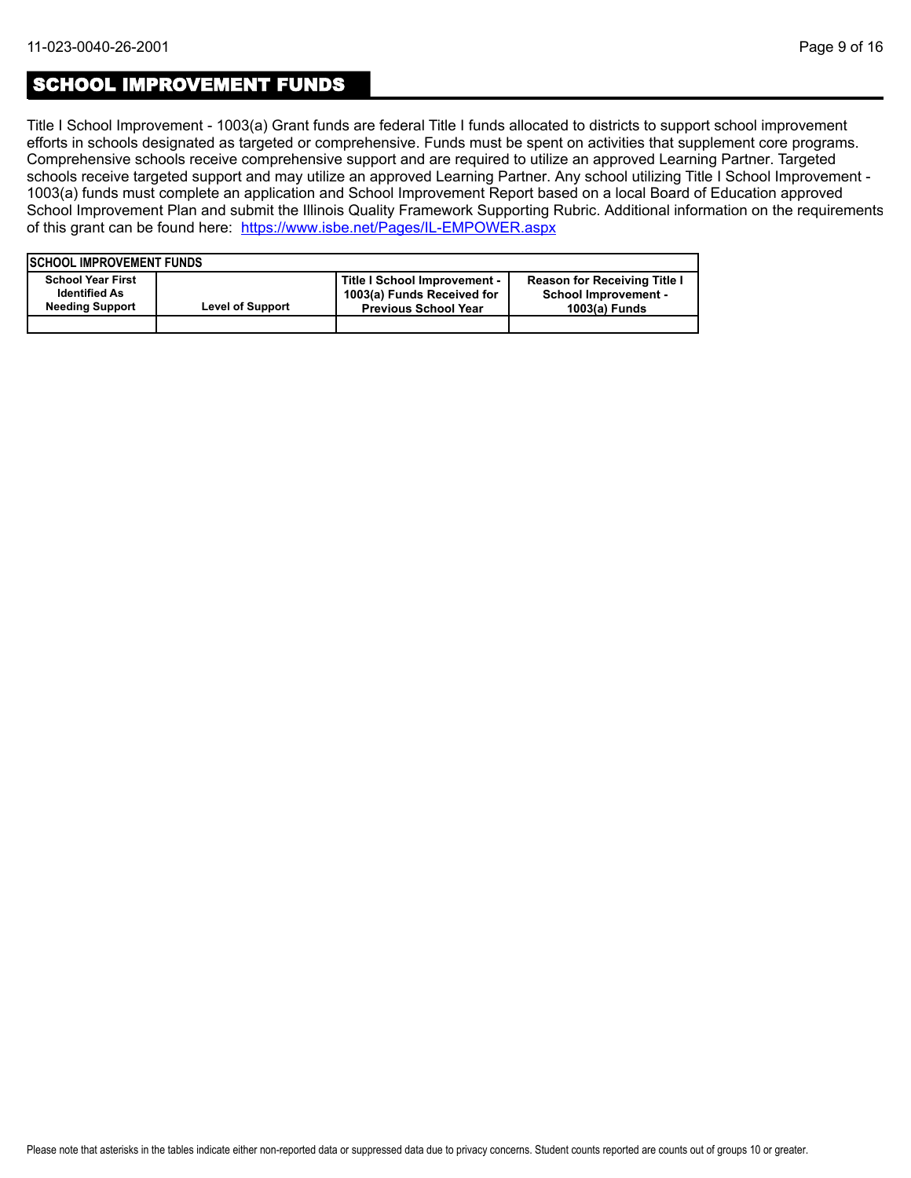# SCHOOL IMPROVEMENT FUNDS

Title I School Improvement - 1003(a) Grant funds are federal Title I funds allocated to districts to support school improvement efforts in schools designated as targeted or comprehensive. Funds must be spent on activities that supplement core programs. Comprehensive schools receive comprehensive support and are required to utilize an approved Learning Partner. Targeted schools receive targeted support and may utilize an approved Learning Partner. Any school utilizing Title I School Improvement - 1003(a) funds must complete an application and School Improvement Report based on a local Board of Education approved School Improvement Plan and submit the Illinois Quality Framework Supporting Rubric. Additional information on the requirements of this grant can be found here: https://www.isbe.net/Pages/IL-EMPOWER.aspx

**SCHOOL IMPROVEMENT FUNDS**

| School Year First Identified As Needing Support | Level of Support | Title I School Improvement - 1003(a) Funds Received for Previous School Year | Reason for Receiving Title I School Improvement - 1003(a) Funds |
|---|---|---|---|
| | | | |

Please note that asterisks in the tables indicate either non-reported data or suppressed data due to privacy concerns. Student counts reported are counts out of groups 10 or greater.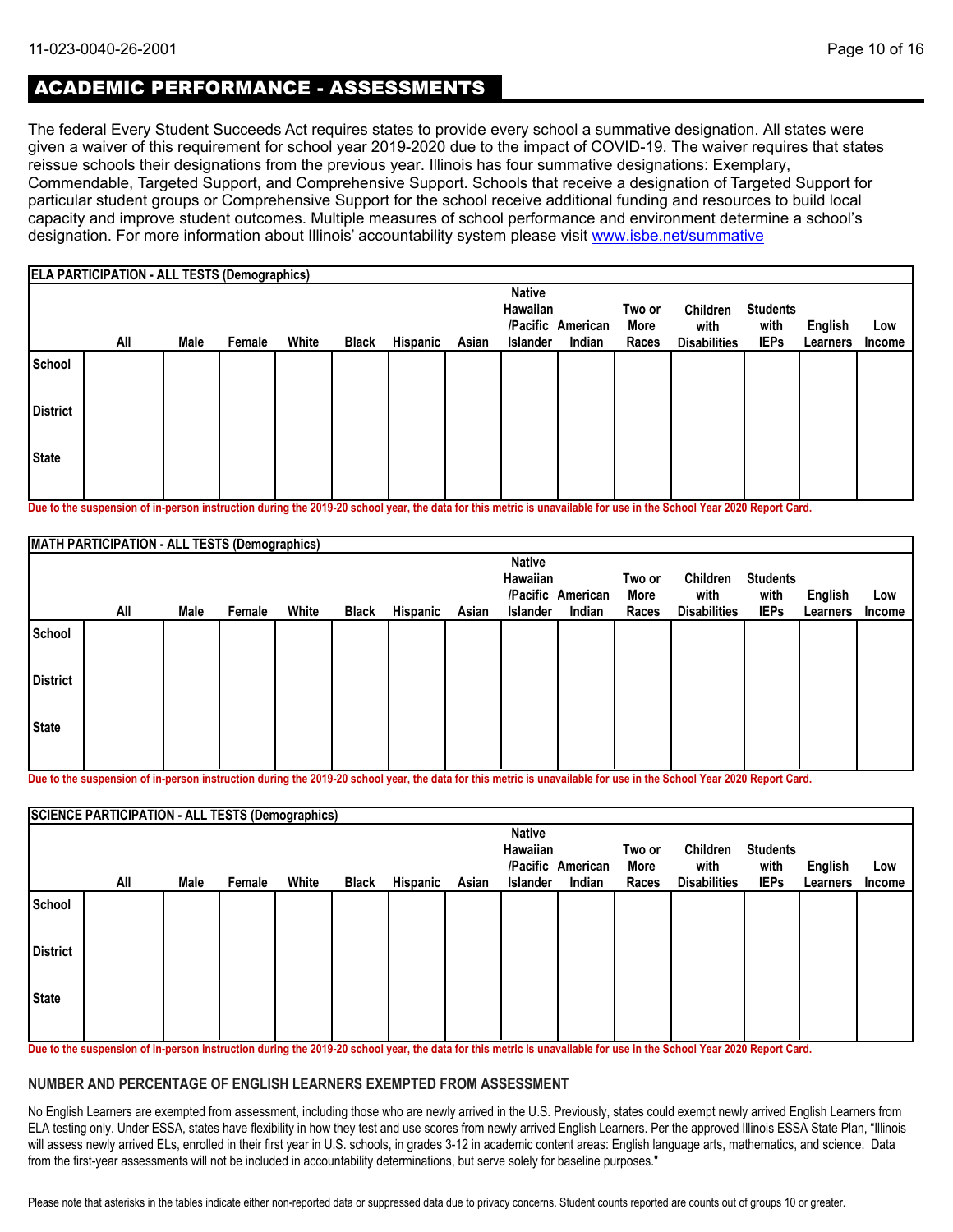## ACADEMIC PERFORMANCE - ASSESSMENTS

The federal Every Student Succeeds Act requires states to provide every school a summative designation. All states were given a waiver of this requirement for school year 2019-2020 due to the impact of COVID-19. The waiver requires that states reissue schools their designations from the previous year. Illinois has four summative designations: Exemplary, Commendable, Targeted Support, and Comprehensive Support. Schools that receive a designation of Targeted Support for particular student groups or Comprehensive Support for the school receive additional funding and resources to build local capacity and improve student outcomes. Multiple measures of school performance and environment determine a school's designation. For more information about Illinois' accountability system please visit www.isbe.net/summative

**ELA PARTICIPATION - ALL TESTS (Demographics)**

| | All | Male | Female | White | Black | Hispanic | Asian | Native Hawaiian /Pacific Islander | American Indian | Two or More Races | Children with Disabilities | Students with IEPs | English Learners | Low Income |
|---|---|---|---|---|---|---|---|---|---|---|---|---|---|---|
| School | | | | | | | | | | | | | | |
| District | | | | | | | | | | | | | | |
| State | | | | | | | | | | | | | | |

Due to the suspension of in-person instruction during the 2019-20 school year, the data for this metric is unavailable for use in the School Year 2020 Report Card.

**MATH PARTICIPATION - ALL TESTS (Demographics)**

| | All | Male | Female | White | Black | Hispanic | Asian | Native Hawaiian /Pacific Islander | American Indian | Two or More Races | Children with Disabilities | Students with IEPs | English Learners | Low Income |
|---|---|---|---|---|---|---|---|---|---|---|---|---|---|---|
| School | | | | | | | | | | | | | | |
| District | | | | | | | | | | | | | | |
| State | | | | | | | | | | | | | | |

Due to the suspension of in-person instruction during the 2019-20 school year, the data for this metric is unavailable for use in the School Year 2020 Report Card.

**SCIENCE PARTICIPATION - ALL TESTS (Demographics)**

| | All | Male | Female | White | Black | Hispanic | Asian | Native Hawaiian /Pacific Islander | American Indian | Two or More Races | Children with Disabilities | Students with IEPs | English Learners | Low Income |
|---|---|---|---|---|---|---|---|---|---|---|---|---|---|---|
| School | | | | | | | | | | | | | | |
| District | | | | | | | | | | | | | | |
| State | | | | | | | | | | | | | | |

Due to the suspension of in-person instruction during the 2019-20 school year, the data for this metric is unavailable for use in the School Year 2020 Report Card.

### NUMBER AND PERCENTAGE OF ENGLISH LEARNERS EXEMPTED FROM ASSESSMENT

No English Learners are exempted from assessment, including those who are newly arrived in the U.S. Previously, states could exempt newly arrived English Learners from ELA testing only. Under ESSA, states have flexibility in how they test and use scores from newly arrived English Learners. Per the approved Illinois ESSA State Plan, "Illinois will assess newly arrived ELs, enrolled in their first year in U.S. schools, in grades 3-12 in academic content areas: English language arts, mathematics, and science. Data from the first-year assessments will not be included in accountability determinations, but serve solely for baseline purposes."

Please note that asterisks in the tables indicate either non-reported data or suppressed data due to privacy concerns. Student counts reported are counts out of groups 10 or greater.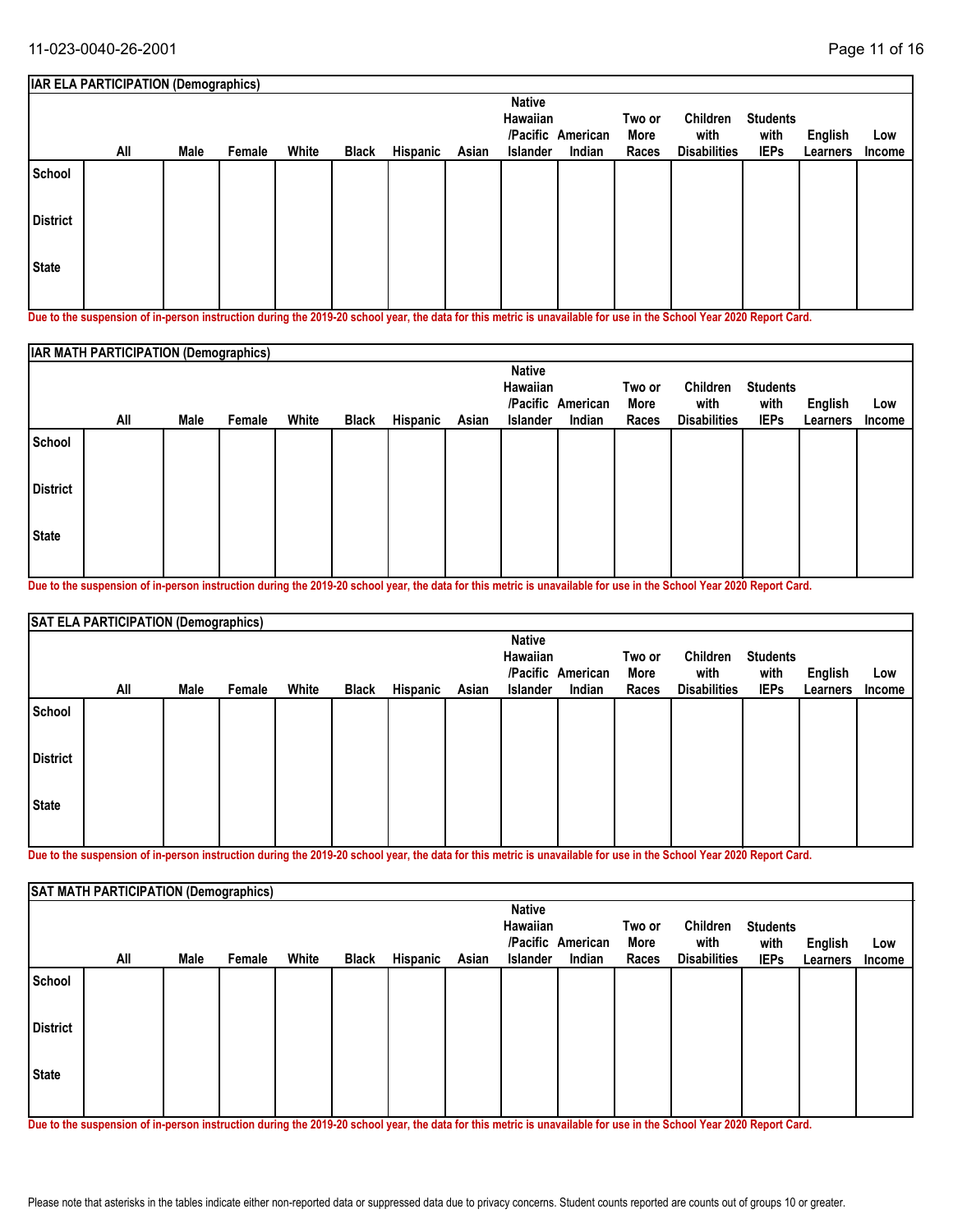| IAR ELA PARTICIPATION (Demographics) | | | | | | | | | | | | | | |
|---|---|---|---|---|---|---|---|---|---|---|---|---|---|---|
| | All | Male | Female | White | Black | Hispanic | Asian | Native Hawaiian /Pacific Islander | American Indian | Two or More Races | Children with Disabilities | Students with IEPs | English Learners | Low Income |
| School | | | | | | | | | | | | | | |
| District | | | | | | | | | | | | | | |
| State | | | | | | | | | | | | | | |

**Due to the suspension of in-person instruction during the 2019-20 school year, the data for this metric is unavailable for use in the School Year 2020 Report Card.**

| IAR MATH PARTICIPATION (Demographics) | | | | | | | | | | | | | | |
|---|---|---|---|---|---|---|---|---|---|---|---|---|---|---|
| | All | Male | Female | White | Black | Hispanic | Asian | Native Hawaiian /Pacific Islander | American Indian | Two or More Races | Children with Disabilities | Students with IEPs | English Learners | Low Income |
| School | | | | | | | | | | | | | | |
| District | | | | | | | | | | | | | | |
| State | | | | | | | | | | | | | | |

**Due to the suspension of in-person instruction during the 2019-20 school year, the data for this metric is unavailable for use in the School Year 2020 Report Card.**

| SAT ELA PARTICIPATION (Demographics) | | | | | | | | | | | | | | |
|---|---|---|---|---|---|---|---|---|---|---|---|---|---|---|
| | All | Male | Female | White | Black | Hispanic | Asian | Native Hawaiian /Pacific Islander | American Indian | Two or More Races | Children with Disabilities | Students with IEPs | English Learners | Low Income |
| School | | | | | | | | | | | | | | |
| District | | | | | | | | | | | | | | |
| State | | | | | | | | | | | | | | |

**Due to the suspension of in-person instruction during the 2019-20 school year, the data for this metric is unavailable for use in the School Year 2020 Report Card.**

| SAT MATH PARTICIPATION (Demographics) | | | | | | | | | | | | | | |
|---|---|---|---|---|---|---|---|---|---|---|---|---|---|---|
| | All | Male | Female | White | Black | Hispanic | Asian | Native Hawaiian /Pacific Islander | American Indian | Two or More Races | Children with Disabilities | Students with IEPs | English Learners | Low Income |
| School | | | | | | | | | | | | | | |
| District | | | | | | | | | | | | | | |
| State | | | | | | | | | | | | | | |

**Due to the suspension of in-person instruction during the 2019-20 school year, the data for this metric is unavailable for use in the School Year 2020 Report Card.**

Please note that asterisks in the tables indicate either non-reported data or suppressed data due to privacy concerns. Student counts reported are counts out of groups 10 or greater.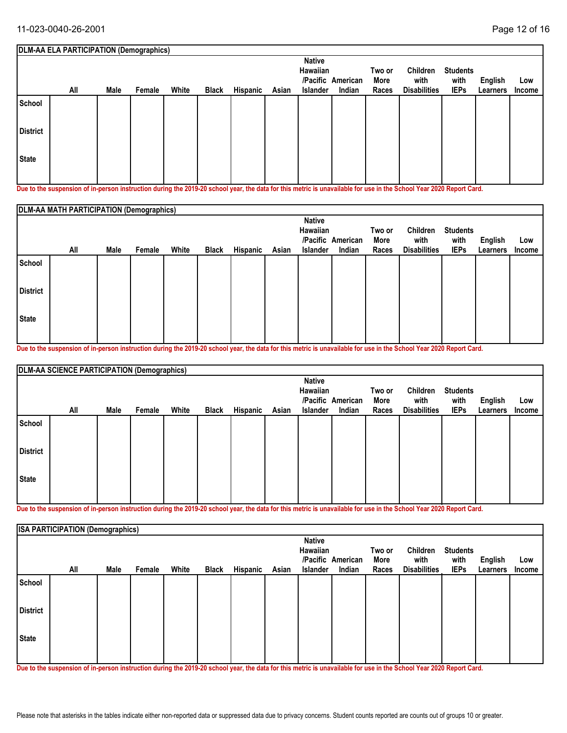**DLM-AA ELA PARTICIPATION (Demographics)**

| | All | Male | Female | White | Black | Hispanic | Asian | Native Hawaiian /Pacific Islander | American Indian | Two or More Races | Children with Disabilities | Students with IEPs | English Learners | Low Income |
|---|---|---|---|---|---|---|---|---|---|---|---|---|---|---|
| School | | | | | | | | | | | | | | |
| District | | | | | | | | | | | | | | |
| State | | | | | | | | | | | | | | |

**Due to the suspension of in-person instruction during the 2019-20 school year, the data for this metric is unavailable for use in the School Year 2020 Report Card.**

**DLM-AA MATH PARTICIPATION (Demographics)**

| | All | Male | Female | White | Black | Hispanic | Asian | Native Hawaiian /Pacific Islander | American Indian | Two or More Races | Children with Disabilities | Students with IEPs | English Learners | Low Income |
|---|---|---|---|---|---|---|---|---|---|---|---|---|---|---|
| School | | | | | | | | | | | | | | |
| District | | | | | | | | | | | | | | |
| State | | | | | | | | | | | | | | |

**Due to the suspension of in-person instruction during the 2019-20 school year, the data for this metric is unavailable for use in the School Year 2020 Report Card.**

**DLM-AA SCIENCE PARTICIPATION (Demographics)**

| | All | Male | Female | White | Black | Hispanic | Asian | Native Hawaiian /Pacific Islander | American Indian | Two or More Races | Children with Disabilities | Students with IEPs | English Learners | Low Income |
|---|---|---|---|---|---|---|---|---|---|---|---|---|---|---|
| School | | | | | | | | | | | | | | |
| District | | | | | | | | | | | | | | |
| State | | | | | | | | | | | | | | |

**Due to the suspension of in-person instruction during the 2019-20 school year, the data for this metric is unavailable for use in the School Year 2020 Report Card.**

**ISA PARTICIPATION (Demographics)**

| | All | Male | Female | White | Black | Hispanic | Asian | Native Hawaiian /Pacific Islander | American Indian | Two or More Races | Children with Disabilities | Students with IEPs | English Learners | Low Income |
|---|---|---|---|---|---|---|---|---|---|---|---|---|---|---|
| School | | | | | | | | | | | | | | |
| District | | | | | | | | | | | | | | |
| State | | | | | | | | | | | | | | |

**Due to the suspension of in-person instruction during the 2019-20 school year, the data for this metric is unavailable for use in the School Year 2020 Report Card.**

Please note that asterisks in the tables indicate either non-reported data or suppressed data due to privacy concerns. Student counts reported are counts out of groups 10 or greater.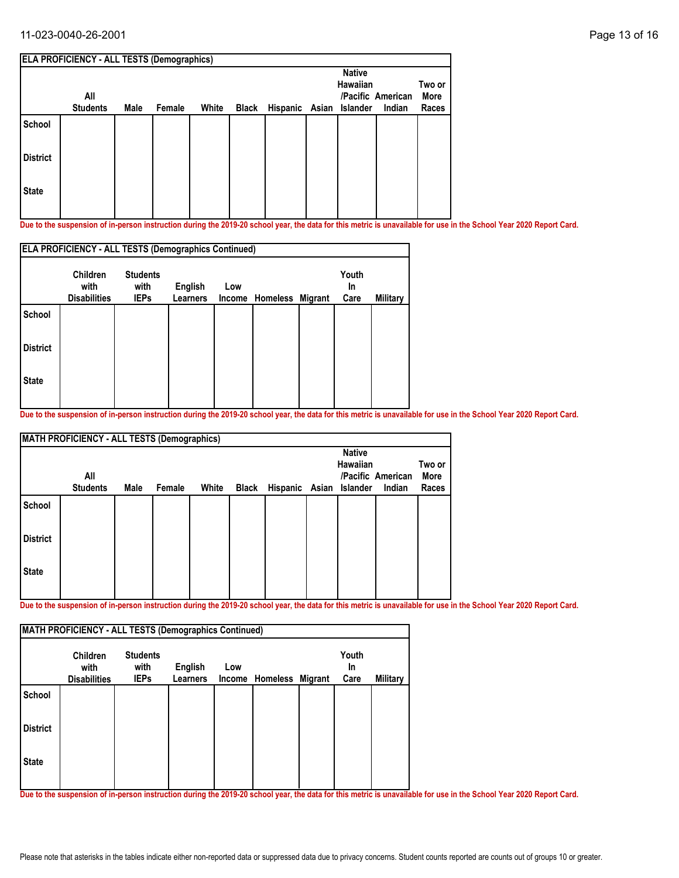| ELA PROFICIENCY - ALL TESTS (Demographics) | | | | | | | | | | |
|---|---|---|---|---|---|---|---|---|---|---|
| | All Students | Male | Female | White | Black | Hispanic | Asian | Native Hawaiian /Pacific Islander | American Indian | Two or More Races |
| School | | | | | | | | | | |
| District | | | | | | | | | | |
| State | | | | | | | | | | |

**Due to the suspension of in-person instruction during the 2019-20 school year, the data for this metric is unavailable for use in the School Year 2020 Report Card.**

| ELA PROFICIENCY - ALL TESTS (Demographics Continued) | | | | | | | | |
|---|---|---|---|---|---|---|---|---|
| | Children with Disabilities | Students with IEPs | English Learners | Low Income | Homeless | Migrant | Youth In Care | Military |
| School | | | | | | | | |
| District | | | | | | | | |
| State | | | | | | | | |

**Due to the suspension of in-person instruction during the 2019-20 school year, the data for this metric is unavailable for use in the School Year 2020 Report Card.**

| MATH PROFICIENCY - ALL TESTS (Demographics) | | | | | | | | | | |
|---|---|---|---|---|---|---|---|---|---|---|
| | All Students | Male | Female | White | Black | Hispanic | Asian | Native Hawaiian /Pacific Islander | American Indian | Two or More Races |
| School | | | | | | | | | | |
| District | | | | | | | | | | |
| State | | | | | | | | | | |

**Due to the suspension of in-person instruction during the 2019-20 school year, the data for this metric is unavailable for use in the School Year 2020 Report Card.**

| MATH PROFICIENCY - ALL TESTS (Demographics Continued) | | | | | | | | |
|---|---|---|---|---|---|---|---|---|
| | Children with Disabilities | Students with IEPs | English Learners | Low Income | Homeless | Migrant | Youth In Care | Military |
| School | | | | | | | | |
| District | | | | | | | | |
| State | | | | | | | | |

**Due to the suspension of in-person instruction during the 2019-20 school year, the data for this metric is unavailable for use in the School Year 2020 Report Card.**

Please note that asterisks in the tables indicate either non-reported data or suppressed data due to privacy concerns. Student counts reported are counts out of groups 10 or greater.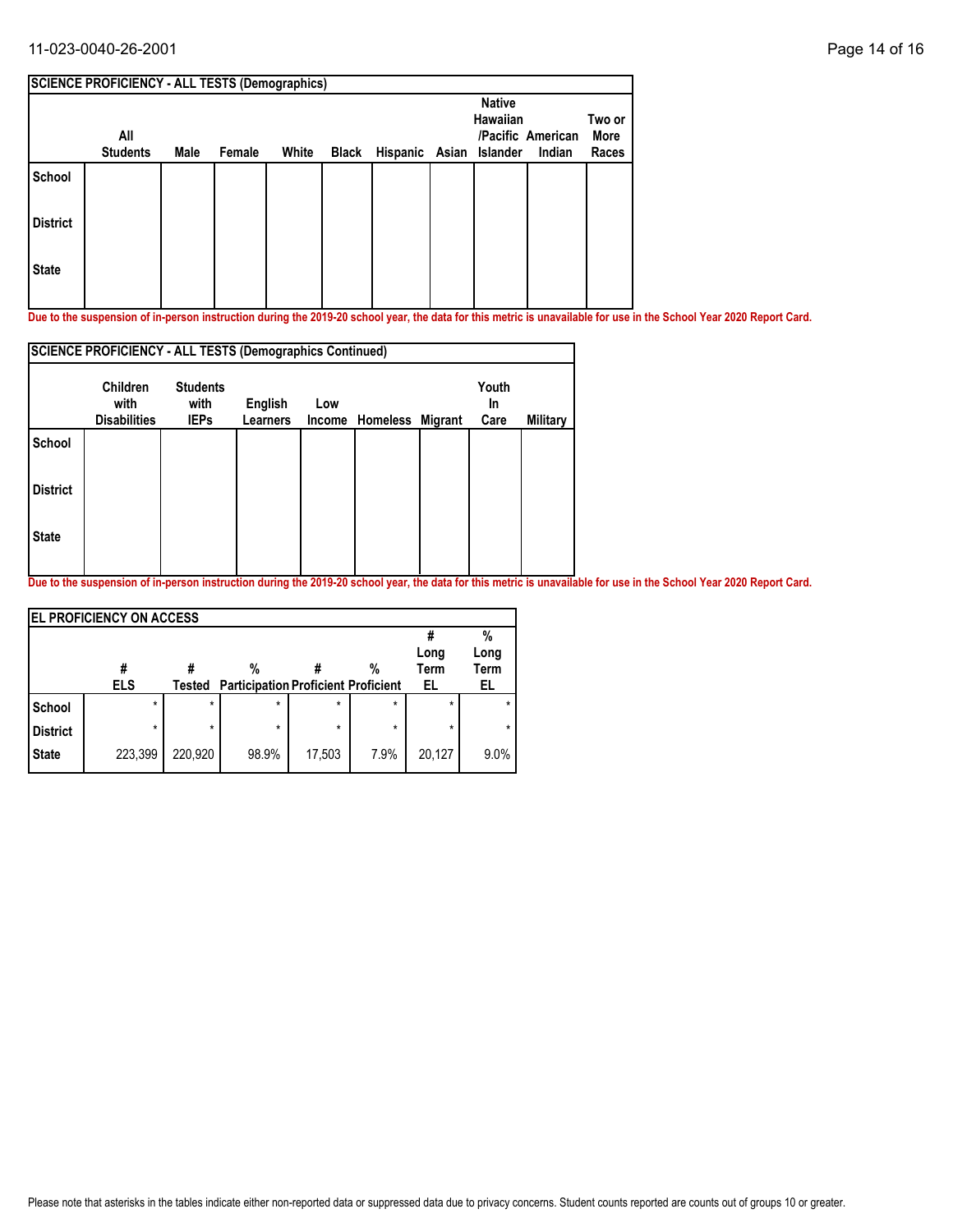| SCIENCE PROFICIENCY - ALL TESTS (Demographics) | | | | | | | | | | |
|---|---|---|---|---|---|---|---|---|---|---|
| | All Students | Male | Female | White | Black | Hispanic | Asian | Native Hawaiian /Pacific Islander | American Indian | Two or More Races |
| School | | | | | | | | | | |
| District | | | | | | | | | | |
| State | | | | | | | | | | |

**Due to the suspension of in-person instruction during the 2019-20 school year, the data for this metric is unavailable for use in the School Year 2020 Report Card.**

| SCIENCE PROFICIENCY - ALL TESTS (Demographics Continued) | | | | | | | | |
|---|---|---|---|---|---|---|---|---|
| | Children with Disabilities | Students with IEPs | English Learners | Low Income | Homeless | Migrant | Youth In Care | Military |
| School | | | | | | | | |
| District | | | | | | | | |
| State | | | | | | | | |

**Due to the suspension of in-person instruction during the 2019-20 school year, the data for this metric is unavailable for use in the School Year 2020 Report Card.**

| EL PROFICIENCY ON ACCESS | | | | | | | |
|---|---|---|---|---|---|---|---|
| | # ELS | # Tested | % Participation | # Proficient | % Proficient | # Long Term EL | % Long Term EL |
| School | * | * | * | * | * | * | * |
| District | * | * | * | * | * | * | * |
| State | 223,399 | 220,920 | 98.9% | 17,503 | 7.9% | 20,127 | 9.0% |

Please note that asterisks in the tables indicate either non-reported data or suppressed data due to privacy concerns. Student counts reported are counts out of groups 10 or greater.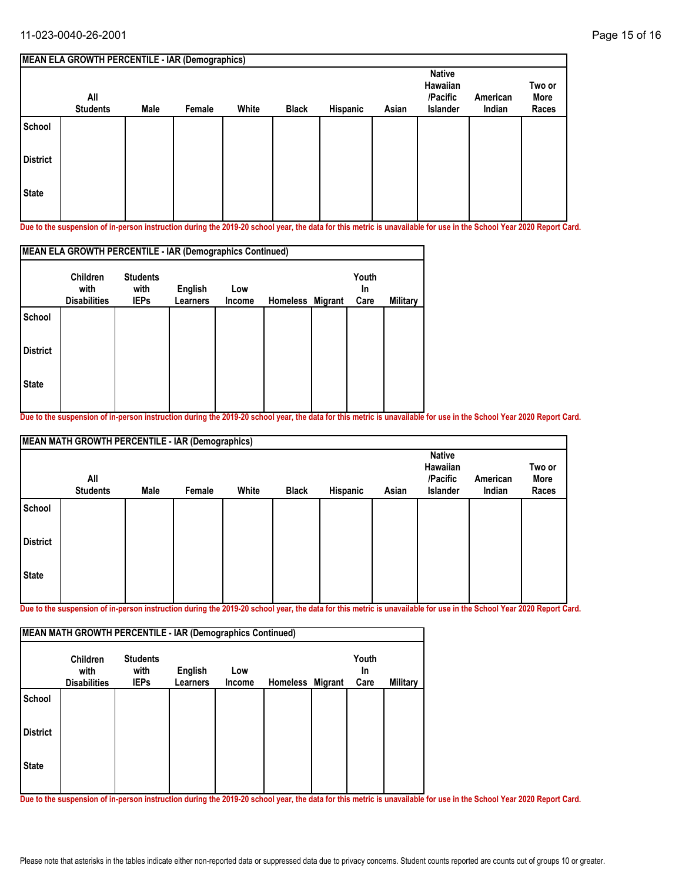| MEAN ELA GROWTH PERCENTILE - IAR (Demographics) | | | | | | | | | | |
|---|---|---|---|---|---|---|---|---|---|---|
| | All Students | Male | Female | White | Black | Hispanic | Asian | Native Hawaiian /Pacific Islander | American Indian | Two or More Races |
| School | | | | | | | | | | |
| District | | | | | | | | | | |
| State | | | | | | | | | | |

Due to the suspension of in-person instruction during the 2019-20 school year, the data for this metric is unavailable for use in the School Year 2020 Report Card.

| MEAN ELA GROWTH PERCENTILE - IAR (Demographics Continued) | | | | | | | | |
|---|---|---|---|---|---|---|---|---|
| | Children with Disabilities | Students with IEPs | English Learners | Low Income | Homeless | Migrant | Youth In Care | Military |
| School | | | | | | | | |
| District | | | | | | | | |
| State | | | | | | | | |

Due to the suspension of in-person instruction during the 2019-20 school year, the data for this metric is unavailable for use in the School Year 2020 Report Card.

| MEAN MATH GROWTH PERCENTILE - IAR (Demographics) | | | | | | | | | | |
|---|---|---|---|---|---|---|---|---|---|---|
| | All Students | Male | Female | White | Black | Hispanic | Asian | Native Hawaiian /Pacific Islander | American Indian | Two or More Races |
| School | | | | | | | | | | |
| District | | | | | | | | | | |
| State | | | | | | | | | | |

Due to the suspension of in-person instruction during the 2019-20 school year, the data for this metric is unavailable for use in the School Year 2020 Report Card.

| MEAN MATH GROWTH PERCENTILE - IAR (Demographics Continued) | | | | | | | | |
|---|---|---|---|---|---|---|---|---|
| | Children with Disabilities | Students with IEPs | English Learners | Low Income | Homeless | Migrant | Youth In Care | Military |
| School | | | | | | | | |
| District | | | | | | | | |
| State | | | | | | | | |

Due to the suspension of in-person instruction during the 2019-20 school year, the data for this metric is unavailable for use in the School Year 2020 Report Card.

Please note that asterisks in the tables indicate either non-reported data or suppressed data due to privacy concerns. Student counts reported are counts out of groups 10 or greater.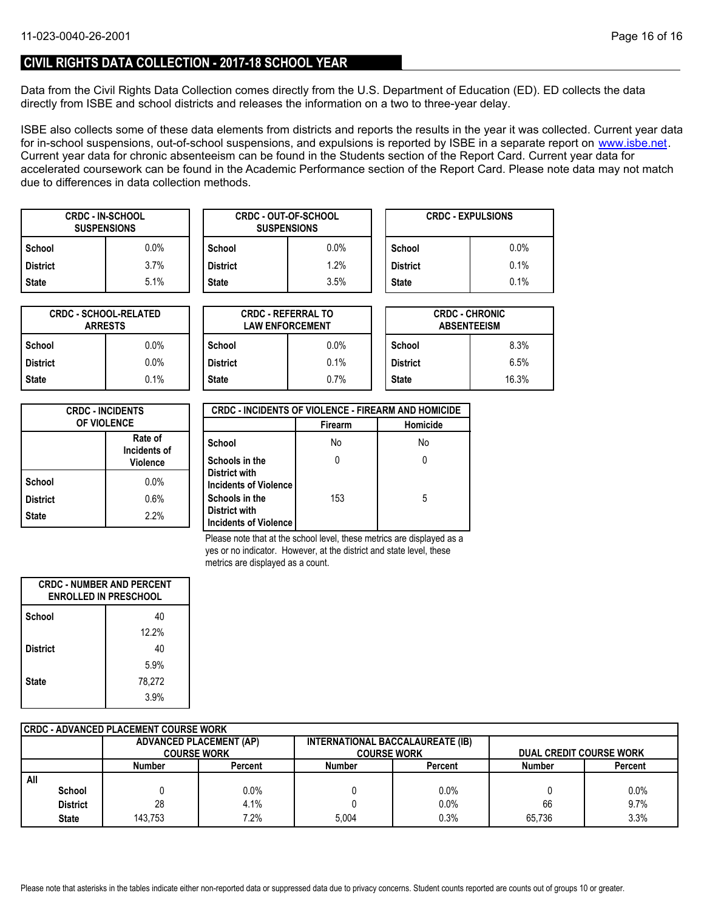## CIVIL RIGHTS DATA COLLECTION - 2017-18 SCHOOL YEAR

Data from the Civil Rights Data Collection comes directly from the U.S. Department of Education (ED). ED collects the data directly from ISBE and school districts and releases the information on a two to three-year delay.

ISBE also collects some of these data elements from districts and reports the results in the year it was collected. Current year data for in-school suspensions, out-of-school suspensions, and expulsions is reported by ISBE in a separate report on www.isbe.net. Current year data for chronic absenteeism can be found in the Students section of the Report Card. Current year data for accelerated coursework can be found in the Academic Performance section of the Report Card. Please note data may not match due to differences in data collection methods.

| CRDC - IN-SCHOOL SUSPENSIONS | |
|---|---|
| School | 0.0% |
| District | 3.7% |
| State | 5.1% |

| CRDC - OUT-OF-SCHOOL SUSPENSIONS | |
|---|---|
| School | 0.0% |
| District | 1.2% |
| State | 3.5% |

| CRDC - EXPULSIONS | |
|---|---|
| School | 0.0% |
| District | 0.1% |
| State | 0.1% |

| CRDC - SCHOOL-RELATED ARRESTS | |
|---|---|
| School | 0.0% |
| District | 0.0% |
| State | 0.1% |

| CRDC - REFERRAL TO LAW ENFORCEMENT | |
|---|---|
| School | 0.0% |
| District | 0.1% |
| State | 0.7% |

| CRDC - CHRONIC ABSENTEEISM | |
|---|---|
| School | 8.3% |
| District | 6.5% |
| State | 16.3% |

| CRDC - INCIDENTS OF VIOLENCE | Rate of Incidents of Violence |
|---|---|
| School | 0.0% |
| District | 0.6% |
| State | 2.2% |

| CRDC - INCIDENTS OF VIOLENCE - FIREARM AND HOMICIDE | Firearm | Homicide |
|---|---|---|
| School | No | No |
| Schools in the District with Incidents of Violence | 0 | 0 |
| Schools in the District with Incidents of Violence | 153 | 5 |

Please note that at the school level, these metrics are displayed as a yes or no indicator. However, at the district and state level, these metrics are displayed as a count.

| CRDC - NUMBER AND PERCENT ENROLLED IN PRESCHOOL | |
|---|---|
| School | 40 |
| | 12.2% |
| District | 40 |
| | 5.9% |
| State | 78,272 |
| | 3.9% |

| CRDC - ADVANCED PLACEMENT COURSE WORK | | ADVANCED PLACEMENT (AP) COURSE WORK | | INTERNATIONAL BACCALAUREATE (IB) COURSE WORK | | DUAL CREDIT COURSE WORK | |
|---|---|---|---|---|---|---|---|
| | | Number | Percent | Number | Percent | Number | Percent |
| All | | | | | | | |
| | School | 0 | 0.0% | 0 | 0.0% | 0 | 0.0% |
| | District | 28 | 4.1% | 0 | 0.0% | 66 | 9.7% |
| | State | 143,753 | 7.2% | 5,004 | 0.3% | 65,736 | 3.3% |

Please note that asterisks in the tables indicate either non-reported data or suppressed data due to privacy concerns. Student counts reported are counts out of groups 10 or greater.